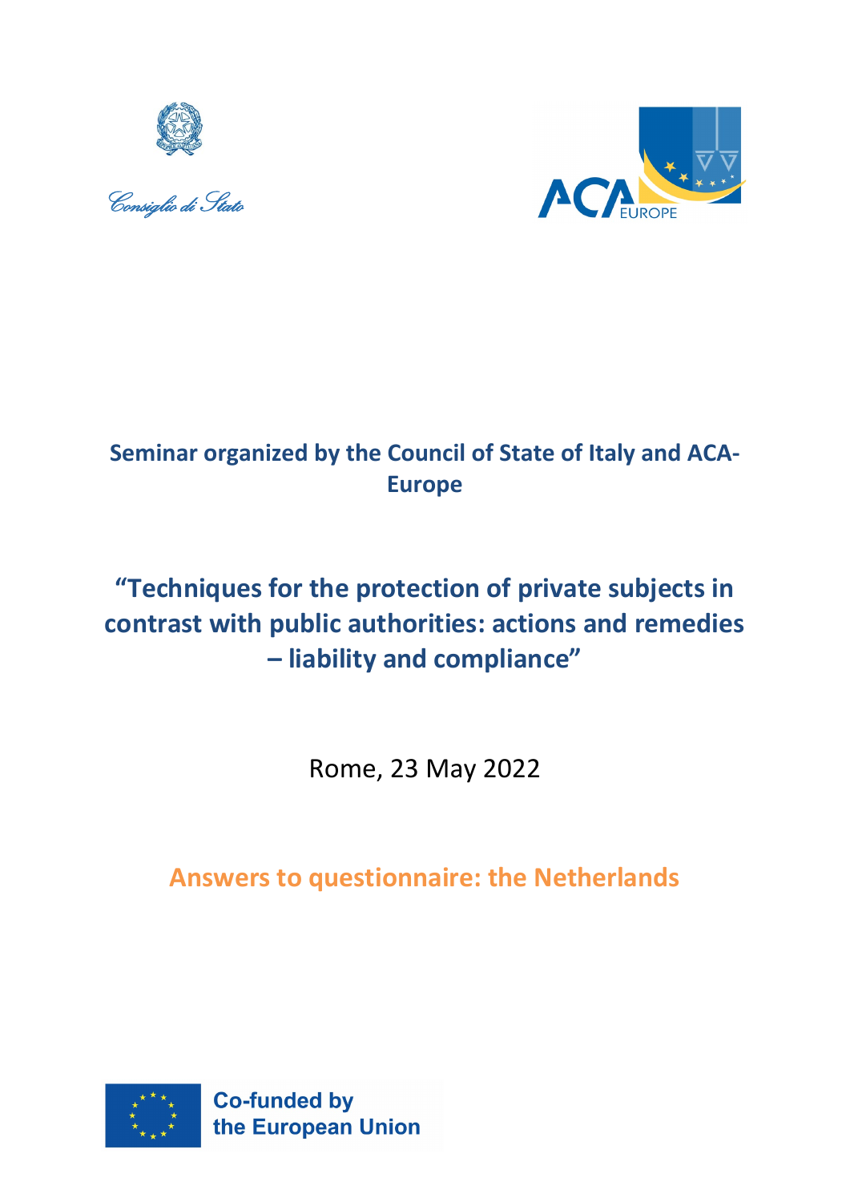Consiglio di Stato

ACA EUROPE

**Seminar organized by the Council of State of Italy and ACA-Europe**

# "Techniques for the protection of private subjects in contrast with public authorities: actions and remedies – liability and compliance"

Rome, 23 May 2022

## Answers to questionnaire: the Netherlands

Co-funded by the European Union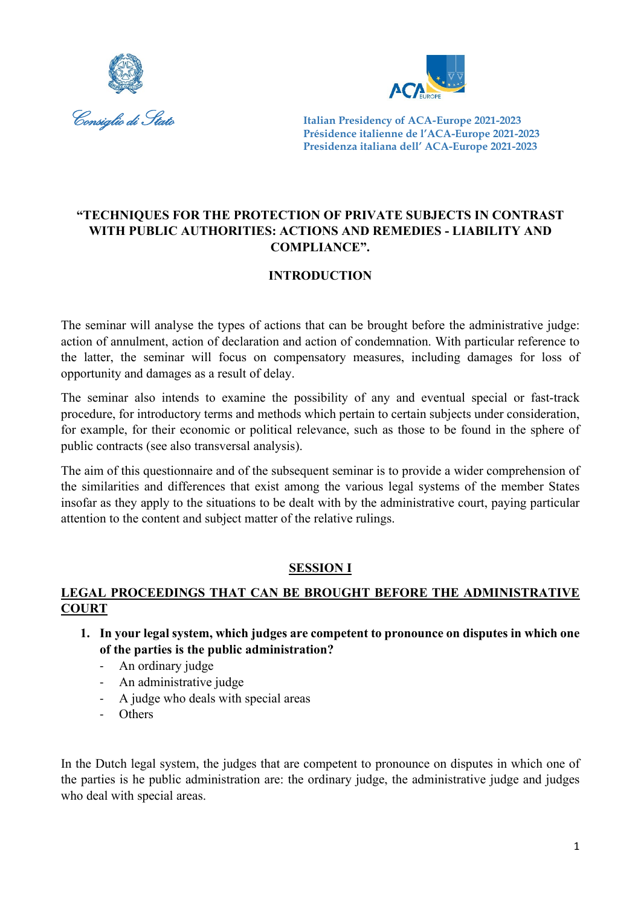Consiglio di Stato

Italian Presidency of ACA-Europe 2021-2023
Présidence italienne de l'ACA-Europe 2021-2023
Presidenza italiana dell' ACA-Europe 2021-2023

**"TECHNIQUES FOR THE PROTECTION OF PRIVATE SUBJECTS IN CONTRAST WITH PUBLIC AUTHORITIES: ACTIONS AND REMEDIES - LIABILITY AND COMPLIANCE".**

**INTRODUCTION**

The seminar will analyse the types of actions that can be brought before the administrative judge: action of annulment, action of declaration and action of condemnation. With particular reference to the latter, the seminar will focus on compensatory measures, including damages for loss of opportunity and damages as a result of delay.

The seminar also intends to examine the possibility of any and eventual special or fast-track procedure, for introductory terms and methods which pertain to certain subjects under consideration, for example, for their economic or political relevance, such as those to be found in the sphere of public contracts (see also transversal analysis).

The aim of this questionnaire and of the subsequent seminar is to provide a wider comprehension of the similarities and differences that exist among the various legal systems of the member States insofar as they apply to the situations to be dealt with by the administrative court, paying particular attention to the content and subject matter of the relative rulings.

**SESSION I**

**LEGAL PROCEEDINGS THAT CAN BE BROUGHT BEFORE THE ADMINISTRATIVE COURT**

1. **In your legal system, which judges are competent to pronounce on disputes in which one of the parties is the public administration?**
   - An ordinary judge
   - An administrative judge
   - A judge who deals with special areas
   - Others

In the Dutch legal system, the judges that are competent to pronounce on disputes in which one of the parties is he public administration are: the ordinary judge, the administrative judge and judges who deal with special areas.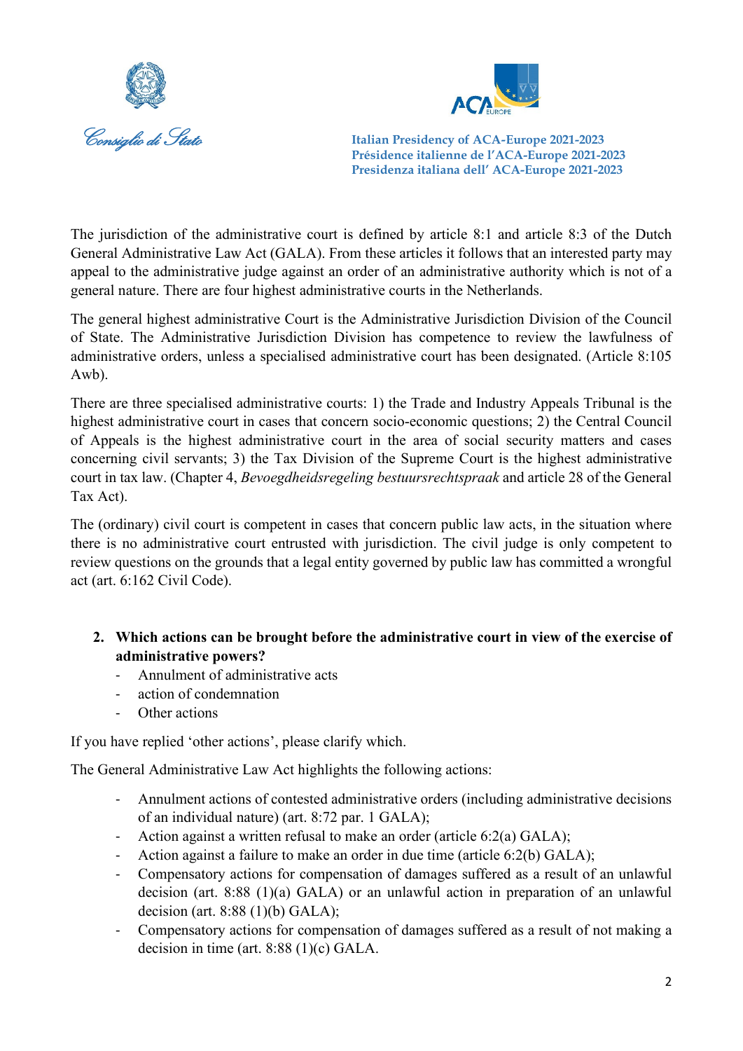The jurisdiction of the administrative court is defined by article 8:1 and article 8:3 of the Dutch General Administrative Law Act (GALA). From these articles it follows that an interested party may appeal to the administrative judge against an order of an administrative authority which is not of a general nature. There are four highest administrative courts in the Netherlands.

The general highest administrative Court is the Administrative Jurisdiction Division of the Council of State. The Administrative Jurisdiction Division has competence to review the lawfulness of administrative orders, unless a specialised administrative court has been designated. (Article 8:105 Awb).

There are three specialised administrative courts: 1) the Trade and Industry Appeals Tribunal is the highest administrative court in cases that concern socio-economic questions; 2) the Central Council of Appeals is the highest administrative court in the area of social security matters and cases concerning civil servants; 3) the Tax Division of the Supreme Court is the highest administrative court in tax law. (Chapter 4, *Bevoegdheidsregeling bestuursrechtspraak* and article 28 of the General Tax Act).

The (ordinary) civil court is competent in cases that concern public law acts, in the situation where there is no administrative court entrusted with jurisdiction. The civil judge is only competent to review questions on the grounds that a legal entity governed by public law has committed a wrongful act (art. 6:162 Civil Code).

2. **Which actions can be brought before the administrative court in view of the exercise of administrative powers?**
   - Annulment of administrative acts
   - action of condemnation
   - Other actions

If you have replied 'other actions', please clarify which.

The General Administrative Law Act highlights the following actions:

- Annulment actions of contested administrative orders (including administrative decisions of an individual nature) (art. 8:72 par. 1 GALA);
- Action against a written refusal to make an order (article 6:2(a) GALA);
- Action against a failure to make an order in due time (article 6:2(b) GALA);
- Compensatory actions for compensation of damages suffered as a result of an unlawful decision (art. 8:88 (1)(a) GALA) or an unlawful action in preparation of an unlawful decision (art. 8:88 (1)(b) GALA);
- Compensatory actions for compensation of damages suffered as a result of not making a decision in time (art. 8:88 (1)(c) GALA.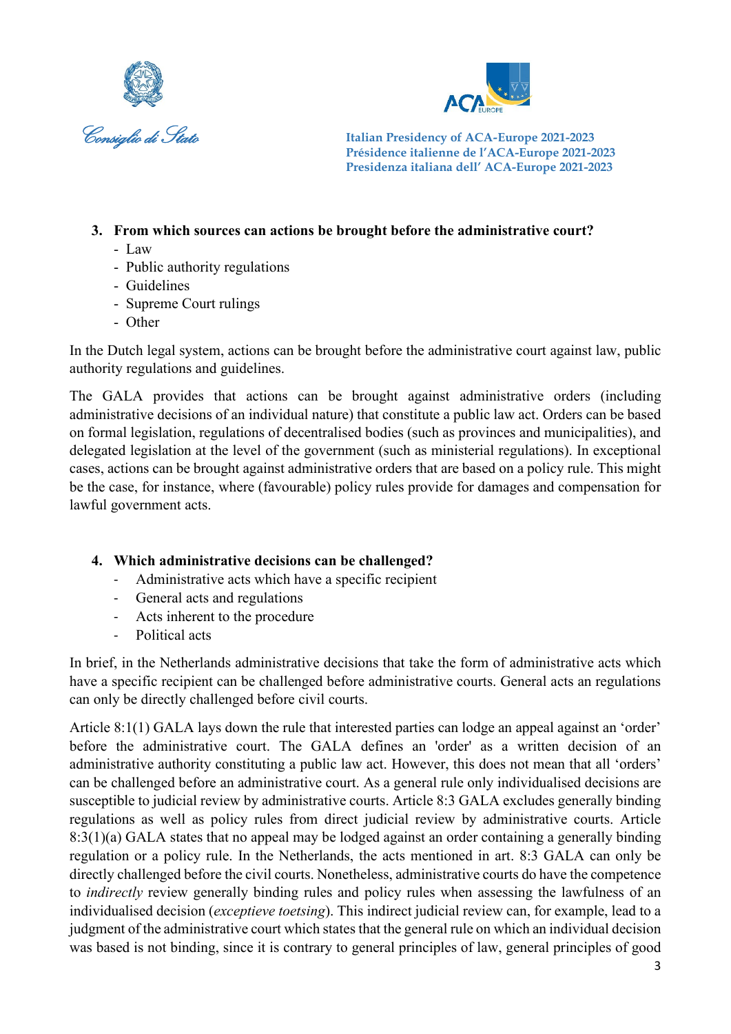3. **From which sources can actions be brought before the administrative court?**
   - Law
   - Public authority regulations
   - Guidelines
   - Supreme Court rulings
   - Other

In the Dutch legal system, actions can be brought before the administrative court against law, public authority regulations and guidelines.

The GALA provides that actions can be brought against administrative orders (including administrative decisions of an individual nature) that constitute a public law act. Orders can be based on formal legislation, regulations of decentralised bodies (such as provinces and municipalities), and delegated legislation at the level of the government (such as ministerial regulations). In exceptional cases, actions can be brought against administrative orders that are based on a policy rule. This might be the case, for instance, where (favourable) policy rules provide for damages and compensation for lawful government acts.

4. **Which administrative decisions can be challenged?**
   - Administrative acts which have a specific recipient
   - General acts and regulations
   - Acts inherent to the procedure
   - Political acts

In brief, in the Netherlands administrative decisions that take the form of administrative acts which have a specific recipient can be challenged before administrative courts. General acts an regulations can only be directly challenged before civil courts.

Article 8:1(1) GALA lays down the rule that interested parties can lodge an appeal against an 'order' before the administrative court. The GALA defines an 'order' as a written decision of an administrative authority constituting a public law act. However, this does not mean that all 'orders' can be challenged before an administrative court. As a general rule only individualised decisions are susceptible to judicial review by administrative courts. Article 8:3 GALA excludes generally binding regulations as well as policy rules from direct judicial review by administrative courts. Article 8:3(1)(a) GALA states that no appeal may be lodged against an order containing a generally binding regulation or a policy rule. In the Netherlands, the acts mentioned in art. 8:3 GALA can only be directly challenged before the civil courts. Nonetheless, administrative courts do have the competence to *indirectly* review generally binding rules and policy rules when assessing the lawfulness of an individualised decision (*exceptieve toetsing*). This indirect judicial review can, for example, lead to a judgment of the administrative court which states that the general rule on which an individual decision was based is not binding, since it is contrary to general principles of law, general principles of good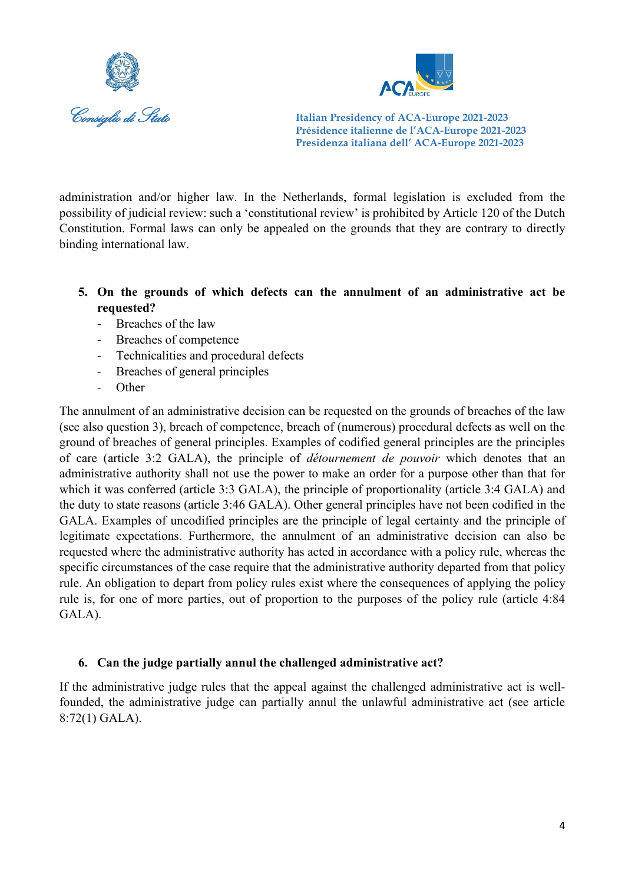administration and/or higher law. In the Netherlands, formal legislation is excluded from the possibility of judicial review: such a 'constitutional review' is prohibited by Article 120 of the Dutch Constitution. Formal laws can only be appealed on the grounds that they are contrary to directly binding international law.

5. **On the grounds of which defects can the annulment of an administrative act be requested?**
   - Breaches of the law
   - Breaches of competence
   - Technicalities and procedural defects
   - Breaches of general principles
   - Other

The annulment of an administrative decision can be requested on the grounds of breaches of the law (see also question 3), breach of competence, breach of (numerous) procedural defects as well on the ground of breaches of general principles. Examples of codified general principles are the principles of care (article 3:2 GALA), the principle of *détournement de pouvoir* which denotes that an administrative authority shall not use the power to make an order for a purpose other than that for which it was conferred (article 3:3 GALA), the principle of proportionality (article 3:4 GALA) and the duty to state reasons (article 3:46 GALA). Other general principles have not been codified in the GALA. Examples of uncodified principles are the principle of legal certainty and the principle of legitimate expectations. Furthermore, the annulment of an administrative decision can also be requested where the administrative authority has acted in accordance with a policy rule, whereas the specific circumstances of the case require that the administrative authority departed from that policy rule. An obligation to depart from policy rules exist where the consequences of applying the policy rule is, for one of more parties, out of proportion to the purposes of the policy rule (article 4:84 GALA).

6. **Can the judge partially annul the challenged administrative act?**

If the administrative judge rules that the appeal against the challenged administrative act is well-founded, the administrative judge can partially annul the unlawful administrative act (see article 8:72(1) GALA).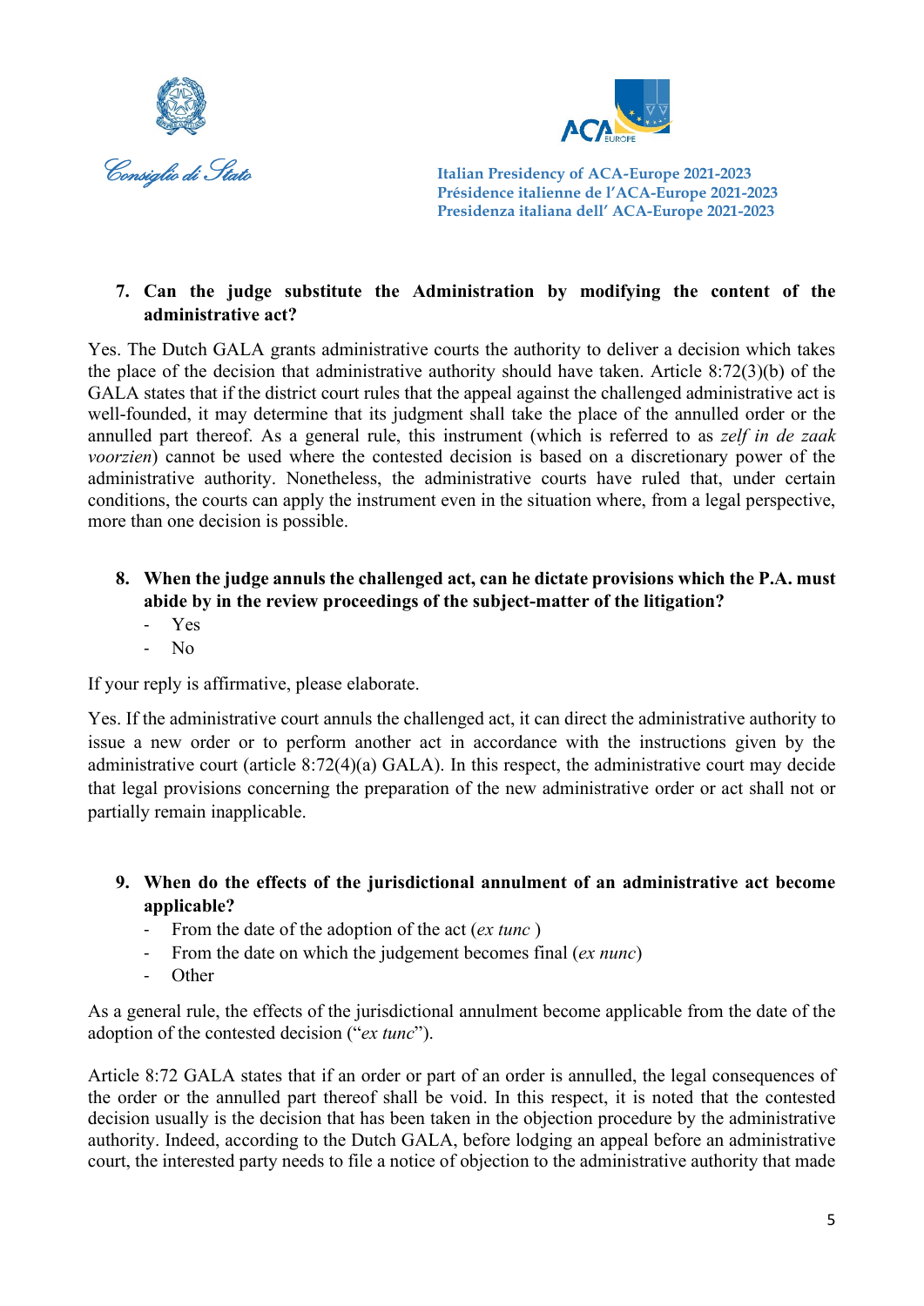**7. Can the judge substitute the Administration by modifying the content of the administrative act?**

Yes. The Dutch GALA grants administrative courts the authority to deliver a decision which takes the place of the decision that administrative authority should have taken. Article 8:72(3)(b) of the GALA states that if the district court rules that the appeal against the challenged administrative act is well-founded, it may determine that its judgment shall take the place of the annulled order or the annulled part thereof. As a general rule, this instrument (which is referred to as *zelf in de zaak voorzien*) cannot be used where the contested decision is based on a discretionary power of the administrative authority. Nonetheless, the administrative courts have ruled that, under certain conditions, the courts can apply the instrument even in the situation where, from a legal perspective, more than one decision is possible.

**8. When the judge annuls the challenged act, can he dictate provisions which the P.A. must abide by in the review proceedings of the subject-matter of the litigation?**

- Yes
- No

If your reply is affirmative, please elaborate.

Yes. If the administrative court annuls the challenged act, it can direct the administrative authority to issue a new order or to perform another act in accordance with the instructions given by the administrative court (article 8:72(4)(a) GALA). In this respect, the administrative court may decide that legal provisions concerning the preparation of the new administrative order or act shall not or partially remain inapplicable.

**9. When do the effects of the jurisdictional annulment of an administrative act become applicable?**

- From the date of the adoption of the act (*ex tunc* )
- From the date on which the judgement becomes final (*ex nunc*)
- Other

As a general rule, the effects of the jurisdictional annulment become applicable from the date of the adoption of the contested decision ("*ex tunc*").

Article 8:72 GALA states that if an order or part of an order is annulled, the legal consequences of the order or the annulled part thereof shall be void. In this respect, it is noted that the contested decision usually is the decision that has been taken in the objection procedure by the administrative authority. Indeed, according to the Dutch GALA, before lodging an appeal before an administrative court, the interested party needs to file a notice of objection to the administrative authority that made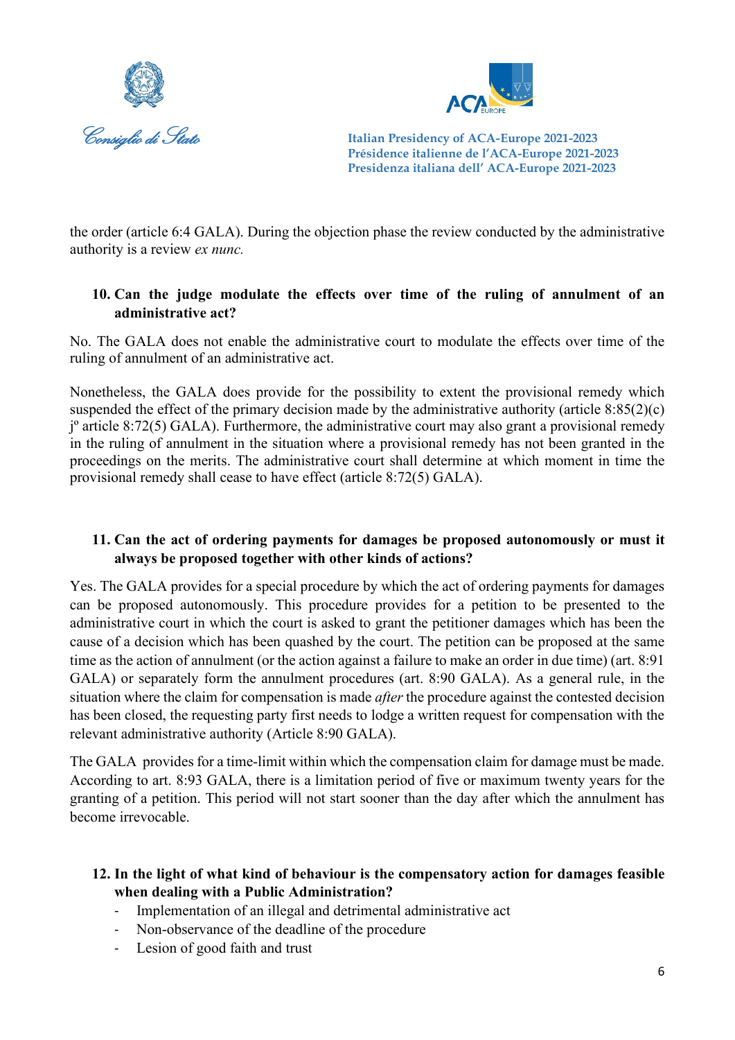the order (article 6:4 GALA). During the objection phase the review conducted by the administrative authority is a review *ex nunc.*

**10. Can the judge modulate the effects over time of the ruling of annulment of an administrative act?**

No. The GALA does not enable the administrative court to modulate the effects over time of the ruling of annulment of an administrative act.

Nonetheless, the GALA does provide for the possibility to extent the provisional remedy which suspended the effect of the primary decision made by the administrative authority (article 8:85(2)(c) jº article 8:72(5) GALA). Furthermore, the administrative court may also grant a provisional remedy in the ruling of annulment in the situation where a provisional remedy has not been granted in the proceedings on the merits. The administrative court shall determine at which moment in time the provisional remedy shall cease to have effect (article 8:72(5) GALA).

**11. Can the act of ordering payments for damages be proposed autonomously or must it always be proposed together with other kinds of actions?**

Yes. The GALA provides for a special procedure by which the act of ordering payments for damages can be proposed autonomously. This procedure provides for a petition to be presented to the administrative court in which the court is asked to grant the petitioner damages which has been the cause of a decision which has been quashed by the court. The petition can be proposed at the same time as the action of annulment (or the action against a failure to make an order in due time) (art. 8:91 GALA) or separately form the annulment procedures (art. 8:90 GALA). As a general rule, in the situation where the claim for compensation is made *after* the procedure against the contested decision has been closed, the requesting party first needs to lodge a written request for compensation with the relevant administrative authority (Article 8:90 GALA).

The GALA provides for a time-limit within which the compensation claim for damage must be made. According to art. 8:93 GALA, there is a limitation period of five or maximum twenty years for the granting of a petition. This period will not start sooner than the day after which the annulment has become irrevocable.

**12. In the light of what kind of behaviour is the compensatory action for damages feasible when dealing with a Public Administration?**

- Implementation of an illegal and detrimental administrative act
- Non-observance of the deadline of the procedure
- Lesion of good faith and trust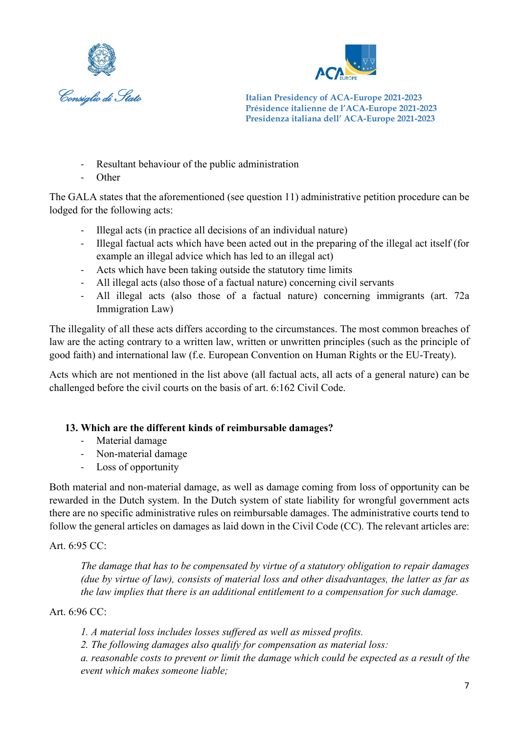- Resultant behaviour of the public administration
- Other

The GALA states that the aforementioned (see question 11) administrative petition procedure can be lodged for the following acts:

- Illegal acts (in practice all decisions of an individual nature)
- Illegal factual acts which have been acted out in the preparing of the illegal act itself (for example an illegal advice which has led to an illegal act)
- Acts which have been taking outside the statutory time limits
- All illegal acts (also those of a factual nature) concerning civil servants
- All illegal acts (also those of a factual nature) concerning immigrants (art. 72a Immigration Law)

The illegality of all these acts differs according to the circumstances. The most common breaches of law are the acting contrary to a written law, written or unwritten principles (such as the principle of good faith) and international law (f.e. European Convention on Human Rights or the EU-Treaty).

Acts which are not mentioned in the list above (all factual acts, all acts of a general nature) can be challenged before the civil courts on the basis of art. 6:162 Civil Code.

**13. Which are the different kinds of reimbursable damages?**

- Material damage
- Non-material damage
- Loss of opportunity

Both material and non-material damage, as well as damage coming from loss of opportunity can be rewarded in the Dutch system. In the Dutch system of state liability for wrongful government acts there are no specific administrative rules on reimbursable damages. The administrative courts tend to follow the general articles on damages as laid down in the Civil Code (CC). The relevant articles are:

Art. 6:95 CC:

> *The damage that has to be compensated by virtue of a statutory obligation to repair damages (due by virtue of law), consists of material loss and other disadvantages, the latter as far as the law implies that there is an additional entitlement to a compensation for such damage.*

Art. 6:96 CC:

> *1. A material loss includes losses suffered as well as missed profits.*
> *2. The following damages also qualify for compensation as material loss:*
> *a. reasonable costs to prevent or limit the damage which could be expected as a result of the event which makes someone liable;*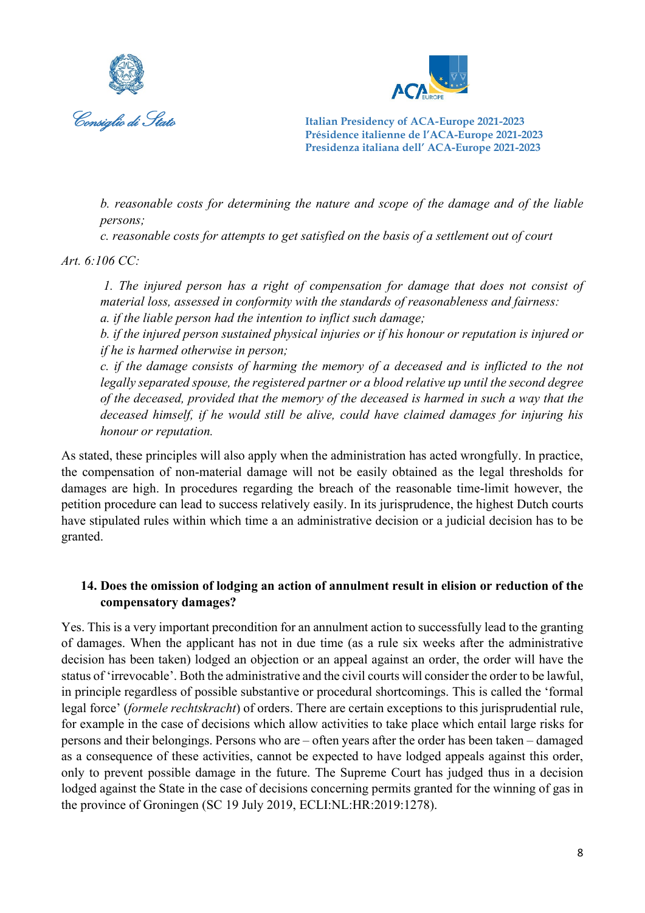*b. reasonable costs for determining the nature and scope of the damage and of the liable persons;*

*c. reasonable costs for attempts to get satisfied on the basis of a settlement out of court*

*Art. 6:106 CC:*

*1. The injured person has a right of compensation for damage that does not consist of material loss, assessed in conformity with the standards of reasonableness and fairness:*

*a. if the liable person had the intention to inflict such damage;*

*b. if the injured person sustained physical injuries or if his honour or reputation is injured or if he is harmed otherwise in person;*

*c. if the damage consists of harming the memory of a deceased and is inflicted to the not legally separated spouse, the registered partner or a blood relative up until the second degree of the deceased, provided that the memory of the deceased is harmed in such a way that the deceased himself, if he would still be alive, could have claimed damages for injuring his honour or reputation.*

As stated, these principles will also apply when the administration has acted wrongfully. In practice, the compensation of non-material damage will not be easily obtained as the legal thresholds for damages are high. In procedures regarding the breach of the reasonable time-limit however, the petition procedure can lead to success relatively easily. In its jurisprudence, the highest Dutch courts have stipulated rules within which time a an administrative decision or a judicial decision has to be granted.

## 14. Does the omission of lodging an action of annulment result in elision or reduction of the compensatory damages?

Yes. This is a very important precondition for an annulment action to successfully lead to the granting of damages. When the applicant has not in due time (as a rule six weeks after the administrative decision has been taken) lodged an objection or an appeal against an order, the order will have the status of 'irrevocable'. Both the administrative and the civil courts will consider the order to be lawful, in principle regardless of possible substantive or procedural shortcomings. This is called the 'formal legal force' (*formele rechtskracht*) of orders. There are certain exceptions to this jurisprudential rule, for example in the case of decisions which allow activities to take place which entail large risks for persons and their belongings. Persons who are – often years after the order has been taken – damaged as a consequence of these activities, cannot be expected to have lodged appeals against this order, only to prevent possible damage in the future. The Supreme Court has judged thus in a decision lodged against the State in the case of decisions concerning permits granted for the winning of gas in the province of Groningen (SC 19 July 2019, ECLI:NL:HR:2019:1278).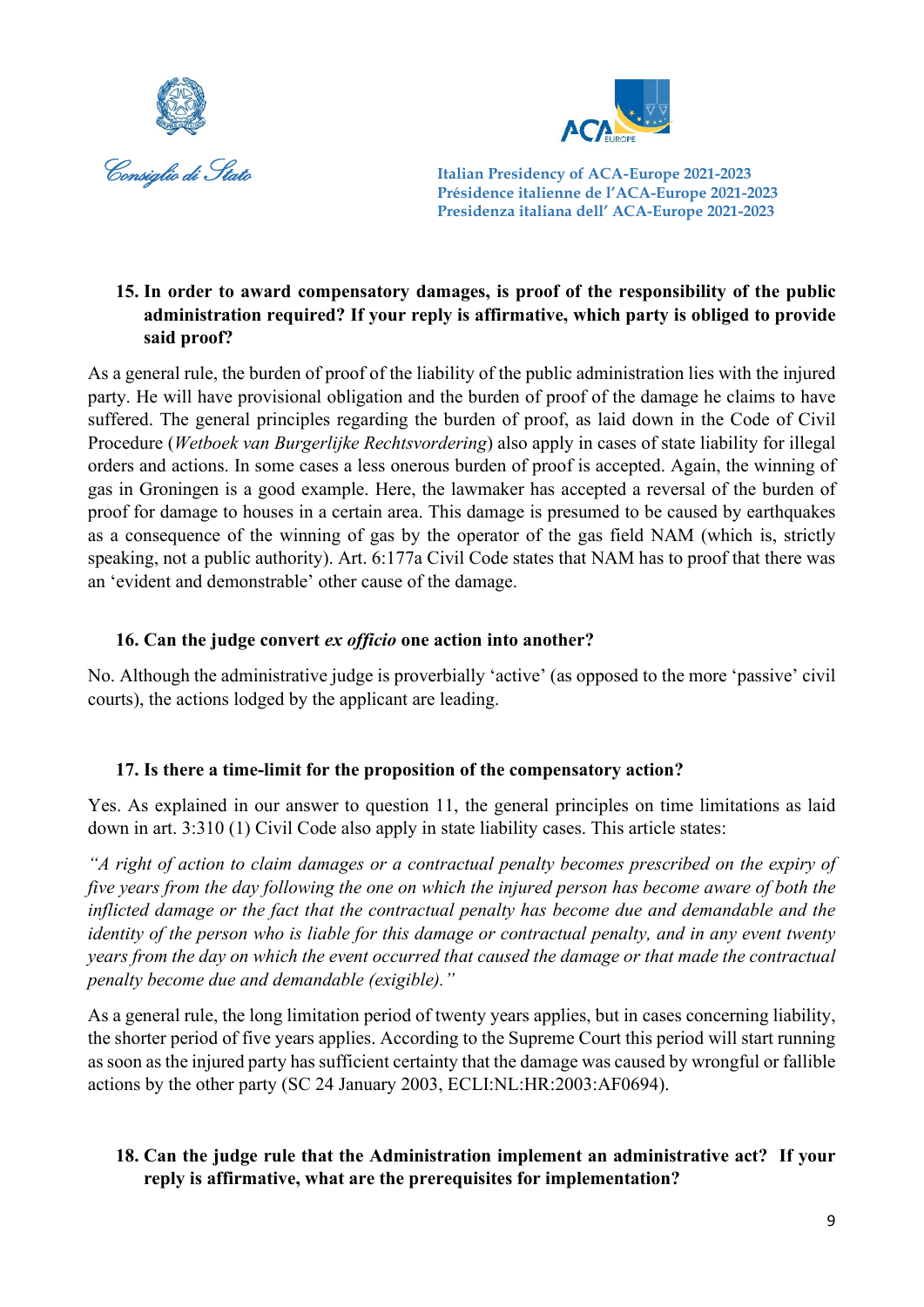**15. In order to award compensatory damages, is proof of the responsibility of the public administration required? If your reply is affirmative, which party is obliged to provide said proof?**

As a general rule, the burden of proof of the liability of the public administration lies with the injured party. He will have provisional obligation and the burden of proof of the damage he claims to have suffered. The general principles regarding the burden of proof, as laid down in the Code of Civil Procedure (*Wetboek van Burgerlijke Rechtsvordering*) also apply in cases of state liability for illegal orders and actions. In some cases a less onerous burden of proof is accepted. Again, the winning of gas in Groningen is a good example. Here, the lawmaker has accepted a reversal of the burden of proof for damage to houses in a certain area. This damage is presumed to be caused by earthquakes as a consequence of the winning of gas by the operator of the gas field NAM (which is, strictly speaking, not a public authority). Art. 6:177a Civil Code states that NAM has to proof that there was an 'evident and demonstrable' other cause of the damage.

**16. Can the judge convert *ex officio* one action into another?**

No. Although the administrative judge is proverbially 'active' (as opposed to the more 'passive' civil courts), the actions lodged by the applicant are leading.

**17. Is there a time-limit for the proposition of the compensatory action?**

Yes. As explained in our answer to question 11, the general principles on time limitations as laid down in art. 3:310 (1) Civil Code also apply in state liability cases. This article states:

*"A right of action to claim damages or a contractual penalty becomes prescribed on the expiry of five years from the day following the one on which the injured person has become aware of both the inflicted damage or the fact that the contractual penalty has become due and demandable and the identity of the person who is liable for this damage or contractual penalty, and in any event twenty years from the day on which the event occurred that caused the damage or that made the contractual penalty become due and demandable (exigible)."*

As a general rule, the long limitation period of twenty years applies, but in cases concerning liability, the shorter period of five years applies. According to the Supreme Court this period will start running as soon as the injured party has sufficient certainty that the damage was caused by wrongful or fallible actions by the other party (SC 24 January 2003, ECLI:NL:HR:2003:AF0694).

**18. Can the judge rule that the Administration implement an administrative act? If your reply is affirmative, what are the prerequisites for implementation?**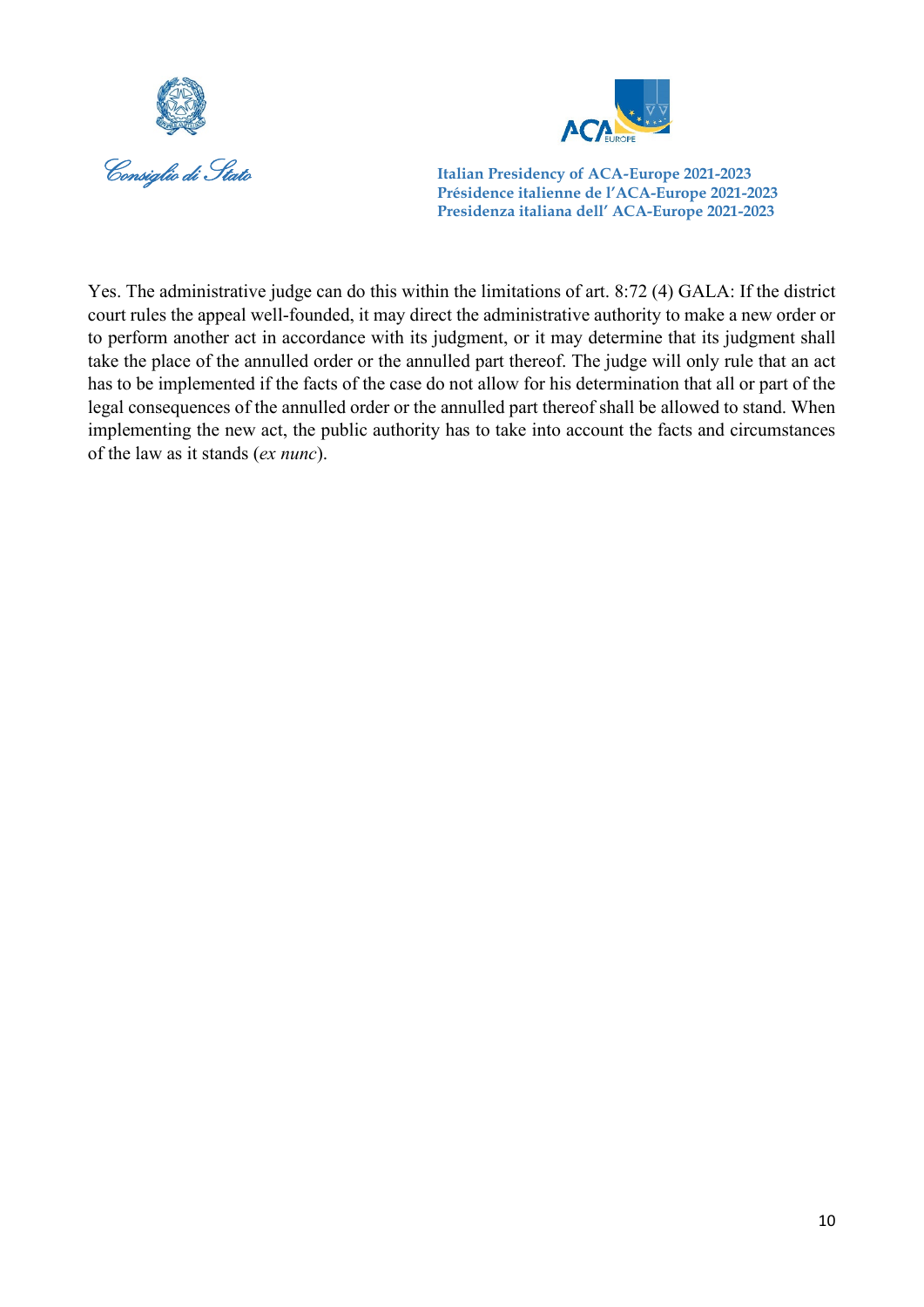Yes. The administrative judge can do this within the limitations of art. 8:72 (4) GALA: If the district court rules the appeal well-founded, it may direct the administrative authority to make a new order or to perform another act in accordance with its judgment, or it may determine that its judgment shall take the place of the annulled order or the annulled part thereof. The judge will only rule that an act has to be implemented if the facts of the case do not allow for his determination that all or part of the legal consequences of the annulled order or the annulled part thereof shall be allowed to stand. When implementing the new act, the public authority has to take into account the facts and circumstances of the law as it stands (*ex nunc*).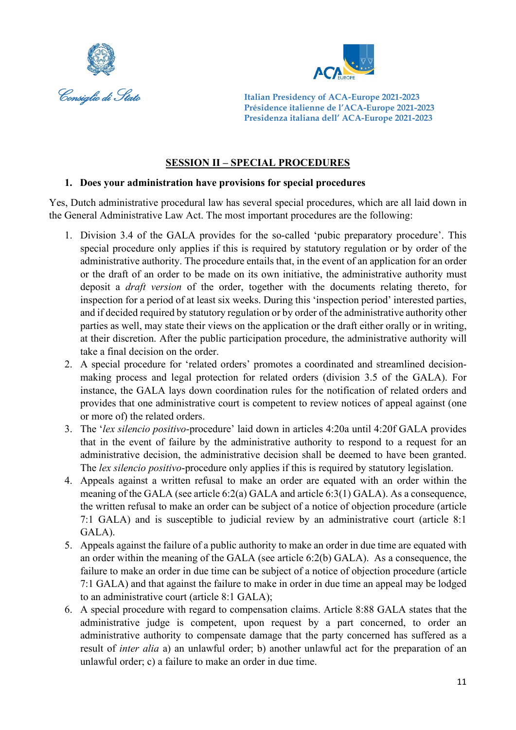## SESSION II – SPECIAL PROCEDURES

### 1. Does your administration have provisions for special procedures

Yes, Dutch administrative procedural law has several special procedures, which are all laid down in the General Administrative Law Act. The most important procedures are the following:

1. Division 3.4 of the GALA provides for the so-called 'pubic preparatory procedure'. This special procedure only applies if this is required by statutory regulation or by order of the administrative authority. The procedure entails that, in the event of an application for an order or the draft of an order to be made on its own initiative, the administrative authority must deposit a *draft version* of the order, together with the documents relating thereto, for inspection for a period of at least six weeks. During this 'inspection period' interested parties, and if decided required by statutory regulation or by order of the administrative authority other parties as well, may state their views on the application or the draft either orally or in writing, at their discretion. After the public participation procedure, the administrative authority will take a final decision on the order.
2. A special procedure for 'related orders' promotes a coordinated and streamlined decision-making process and legal protection for related orders (division 3.5 of the GALA). For instance, the GALA lays down coordination rules for the notification of related orders and provides that one administrative court is competent to review notices of appeal against (one or more of) the related orders.
3. The '*lex silencio positivo*-procedure' laid down in articles 4:20a until 4:20f GALA provides that in the event of failure by the administrative authority to respond to a request for an administrative decision, the administrative decision shall be deemed to have been granted. The *lex silencio positivo*-procedure only applies if this is required by statutory legislation.
4. Appeals against a written refusal to make an order are equated with an order within the meaning of the GALA (see article 6:2(a) GALA and article 6:3(1) GALA). As a consequence, the written refusal to make an order can be subject of a notice of objection procedure (article 7:1 GALA) and is susceptible to judicial review by an administrative court (article 8:1 GALA).
5. Appeals against the failure of a public authority to make an order in due time are equated with an order within the meaning of the GALA (see article 6:2(b) GALA). As a consequence, the failure to make an order in due time can be subject of a notice of objection procedure (article 7:1 GALA) and that against the failure to make in order in due time an appeal may be lodged to an administrative court (article 8:1 GALA);
6. A special procedure with regard to compensation claims. Article 8:88 GALA states that the administrative judge is competent, upon request by a part concerned, to order an administrative authority to compensate damage that the party concerned has suffered as a result of *inter alia* a) an unlawful order; b) another unlawful act for the preparation of an unlawful order; c) a failure to make an order in due time.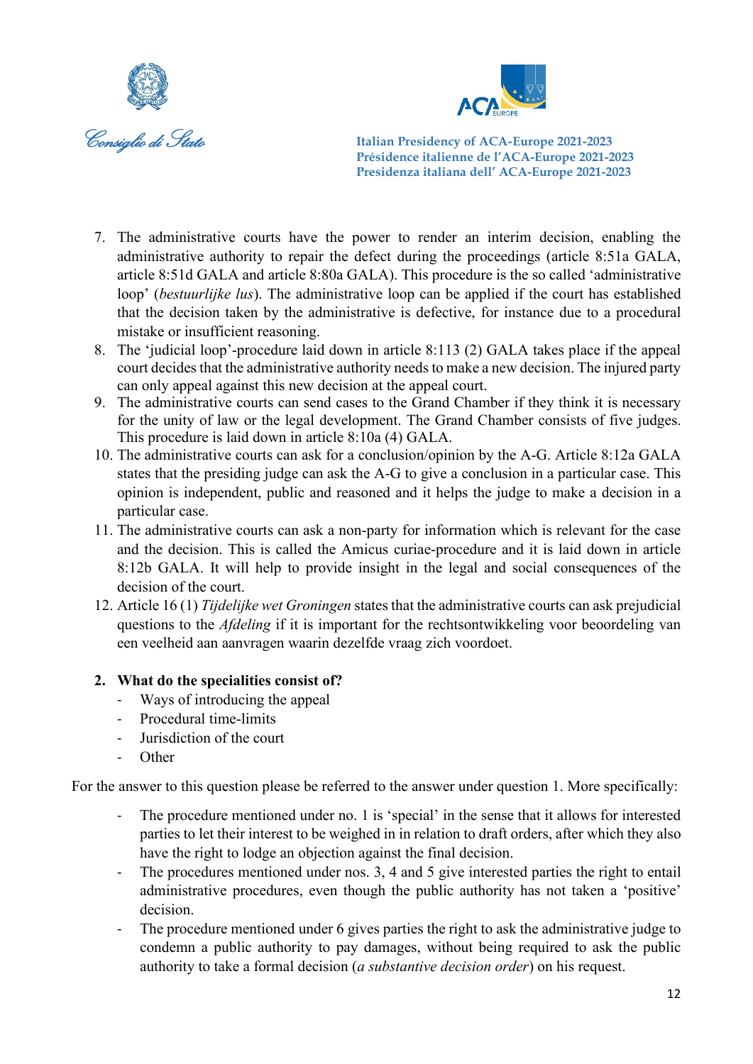7. The administrative courts have the power to render an interim decision, enabling the administrative authority to repair the defect during the proceedings (article 8:51a GALA, article 8:51d GALA and article 8:80a GALA). This procedure is the so called 'administrative loop' (*bestuurlijke lus*). The administrative loop can be applied if the court has established that the decision taken by the administrative is defective, for instance due to a procedural mistake or insufficient reasoning.
8. The 'judicial loop'-procedure laid down in article 8:113 (2) GALA takes place if the appeal court decides that the administrative authority needs to make a new decision. The injured party can only appeal against this new decision at the appeal court.
9. The administrative courts can send cases to the Grand Chamber if they think it is necessary for the unity of law or the legal development. The Grand Chamber consists of five judges. This procedure is laid down in article 8:10a (4) GALA.
10. The administrative courts can ask for a conclusion/opinion by the A-G. Article 8:12a GALA states that the presiding judge can ask the A-G to give a conclusion in a particular case. This opinion is independent, public and reasoned and it helps the judge to make a decision in a particular case.
11. The administrative courts can ask a non-party for information which is relevant for the case and the decision. This is called the Amicus curiae-procedure and it is laid down in article 8:12b GALA. It will help to provide insight in the legal and social consequences of the decision of the court.
12. Article 16 (1) *Tijdelijke wet Groningen* states that the administrative courts can ask prejudicial questions to the *Afdeling* if it is important for the rechtsontwikkeling voor beoordeling van een veelheid aan aanvragen waarin dezelfde vraag zich voordoet.

**2. What do the specialities consist of?**

- Ways of introducing the appeal
- Procedural time-limits
- Jurisdiction of the court
- Other

For the answer to this question please be referred to the answer under question 1. More specifically:

- The procedure mentioned under no. 1 is 'special' in the sense that it allows for interested parties to let their interest to be weighed in in relation to draft orders, after which they also have the right to lodge an objection against the final decision.
- The procedures mentioned under nos. 3, 4 and 5 give interested parties the right to entail administrative procedures, even though the public authority has not taken a 'positive' decision.
- The procedure mentioned under 6 gives parties the right to ask the administrative judge to condemn a public authority to pay damages, without being required to ask the public authority to take a formal decision (*a substantive decision order*) on his request.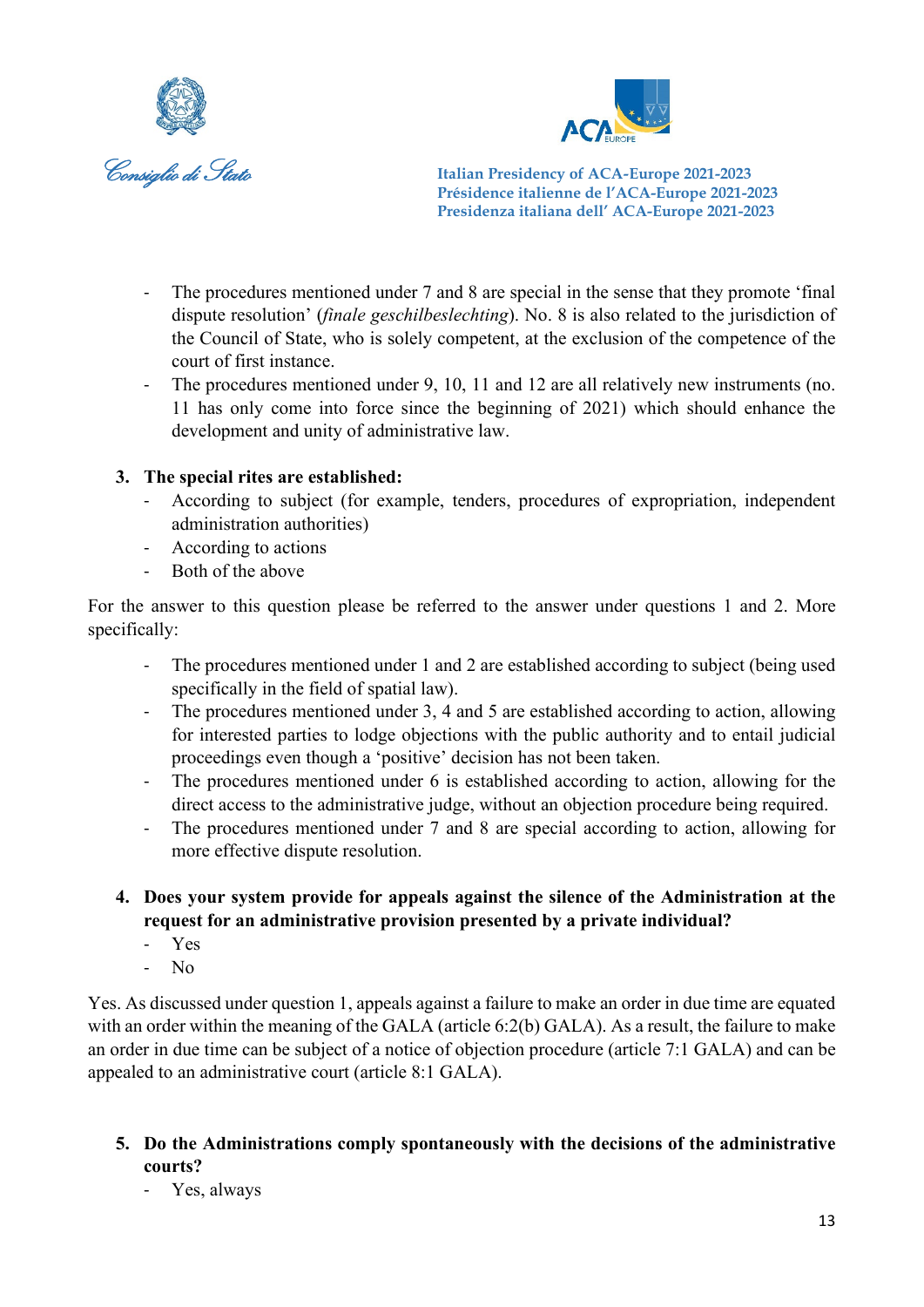- The procedures mentioned under 7 and 8 are special in the sense that they promote 'final dispute resolution' (*finale geschilbeslechting*). No. 8 is also related to the jurisdiction of the Council of State, who is solely competent, at the exclusion of the competence of the court of first instance.
- The procedures mentioned under 9, 10, 11 and 12 are all relatively new instruments (no. 11 has only come into force since the beginning of 2021) which should enhance the development and unity of administrative law.

3. **The special rites are established:**
   - According to subject (for example, tenders, procedures of expropriation, independent administration authorities)
   - According to actions
   - Both of the above

For the answer to this question please be referred to the answer under questions 1 and 2. More specifically:

- The procedures mentioned under 1 and 2 are established according to subject (being used specifically in the field of spatial law).
- The procedures mentioned under 3, 4 and 5 are established according to action, allowing for interested parties to lodge objections with the public authority and to entail judicial proceedings even though a 'positive' decision has not been taken.
- The procedures mentioned under 6 is established according to action, allowing for the direct access to the administrative judge, without an objection procedure being required.
- The procedures mentioned under 7 and 8 are special according to action, allowing for more effective dispute resolution.

4. **Does your system provide for appeals against the silence of the Administration at the request for an administrative provision presented by a private individual?**
   - Yes
   - No

Yes. As discussed under question 1, appeals against a failure to make an order in due time are equated with an order within the meaning of the GALA (article 6:2(b) GALA). As a result, the failure to make an order in due time can be subject of a notice of objection procedure (article 7:1 GALA) and can be appealed to an administrative court (article 8:1 GALA).

5. **Do the Administrations comply spontaneously with the decisions of the administrative courts?**
   - Yes, always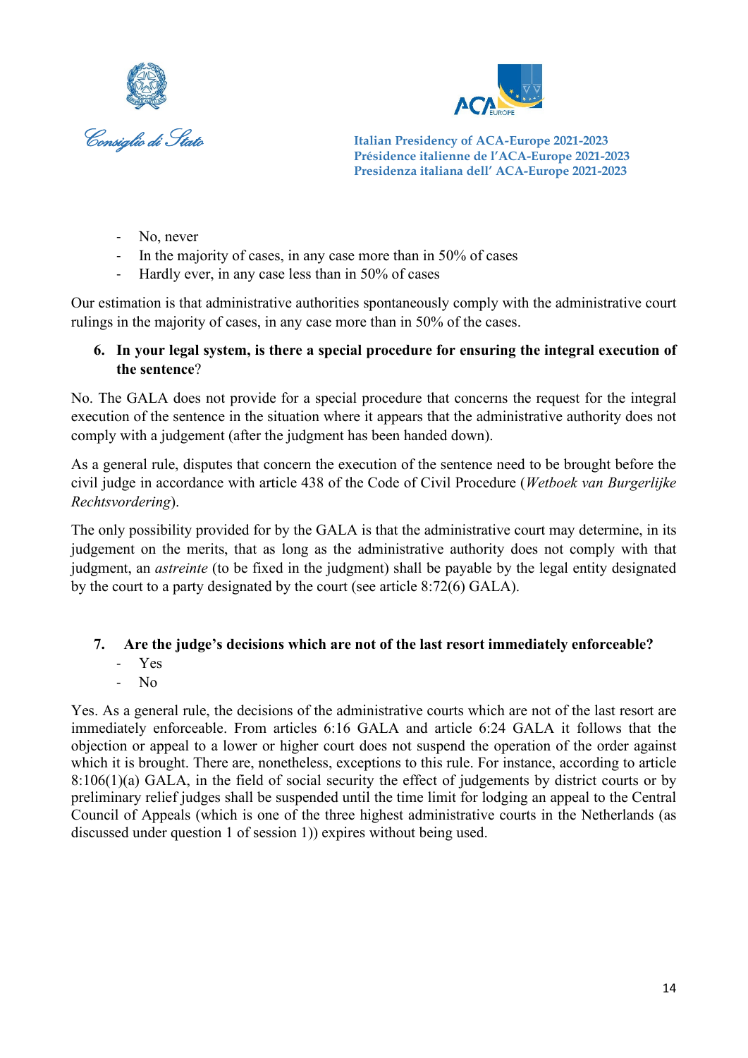- No, never
- In the majority of cases, in any case more than in 50% of cases
- Hardly ever, in any case less than in 50% of cases

Our estimation is that administrative authorities spontaneously comply with the administrative court rulings in the majority of cases, in any case more than in 50% of the cases.

6. **In your legal system, is there a special procedure for ensuring the integral execution of the sentence**?

No. The GALA does not provide for a special procedure that concerns the request for the integral execution of the sentence in the situation where it appears that the administrative authority does not comply with a judgement (after the judgment has been handed down).

As a general rule, disputes that concern the execution of the sentence need to be brought before the civil judge in accordance with article 438 of the Code of Civil Procedure (*Wetboek van Burgerlijke Rechtsvordering*).

The only possibility provided for by the GALA is that the administrative court may determine, in its judgement on the merits, that as long as the administrative authority does not comply with that judgment, an *astreinte* (to be fixed in the judgment) shall be payable by the legal entity designated by the court to a party designated by the court (see article 8:72(6) GALA).

7. **Are the judge's decisions which are not of the last resort immediately enforceable?**
   - Yes
   - No

Yes. As a general rule, the decisions of the administrative courts which are not of the last resort are immediately enforceable. From articles 6:16 GALA and article 6:24 GALA it follows that the objection or appeal to a lower or higher court does not suspend the operation of the order against which it is brought. There are, nonetheless, exceptions to this rule. For instance, according to article 8:106(1)(a) GALA, in the field of social security the effect of judgements by district courts or by preliminary relief judges shall be suspended until the time limit for lodging an appeal to the Central Council of Appeals (which is one of the three highest administrative courts in the Netherlands (as discussed under question 1 of session 1)) expires without being used.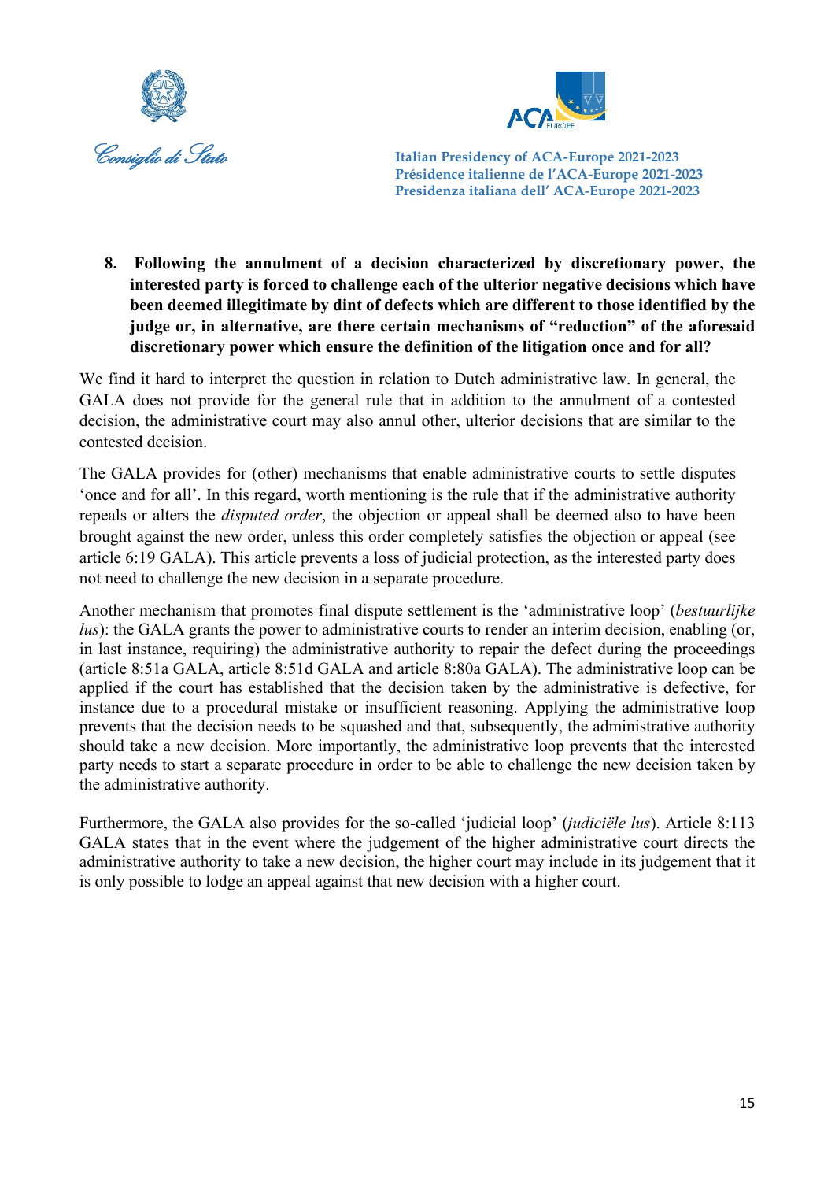**8. Following the annulment of a decision characterized by discretionary power, the interested party is forced to challenge each of the ulterior negative decisions which have been deemed illegitimate by dint of defects which are different to those identified by the judge or, in alternative, are there certain mechanisms of "reduction" of the aforesaid discretionary power which ensure the definition of the litigation once and for all?**

We find it hard to interpret the question in relation to Dutch administrative law. In general, the GALA does not provide for the general rule that in addition to the annulment of a contested decision, the administrative court may also annul other, ulterior decisions that are similar to the contested decision.

The GALA provides for (other) mechanisms that enable administrative courts to settle disputes 'once and for all'. In this regard, worth mentioning is the rule that if the administrative authority repeals or alters the *disputed order*, the objection or appeal shall be deemed also to have been brought against the new order, unless this order completely satisfies the objection or appeal (see article 6:19 GALA). This article prevents a loss of judicial protection, as the interested party does not need to challenge the new decision in a separate procedure.

Another mechanism that promotes final dispute settlement is the 'administrative loop' (*bestuurlijke lus*): the GALA grants the power to administrative courts to render an interim decision, enabling (or, in last instance, requiring) the administrative authority to repair the defect during the proceedings (article 8:51a GALA, article 8:51d GALA and article 8:80a GALA). The administrative loop can be applied if the court has established that the decision taken by the administrative is defective, for instance due to a procedural mistake or insufficient reasoning. Applying the administrative loop prevents that the decision needs to be squashed and that, subsequently, the administrative authority should take a new decision. More importantly, the administrative loop prevents that the interested party needs to start a separate procedure in order to be able to challenge the new decision taken by the administrative authority.

Furthermore, the GALA also provides for the so-called 'judicial loop' (*judiciële lus*). Article 8:113 GALA states that in the event where the judgement of the higher administrative court directs the administrative authority to take a new decision, the higher court may include in its judgement that it is only possible to lodge an appeal against that new decision with a higher court.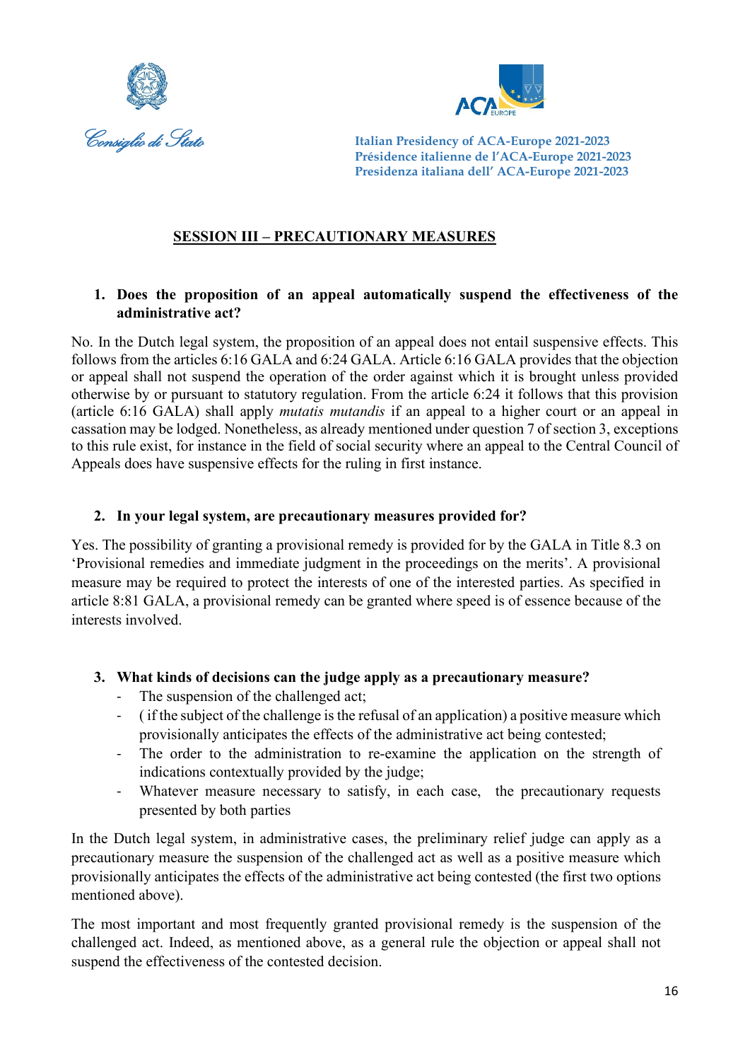Consiglio di Stato

Italian Presidency of ACA-Europe 2021-2023
Présidence italienne de l'ACA-Europe 2021-2023
Presidenza italiana dell' ACA-Europe 2021-2023

## SESSION III – PRECAUTIONARY MEASURES

### 1. Does the proposition of an appeal automatically suspend the effectiveness of the administrative act?

No. In the Dutch legal system, the proposition of an appeal does not entail suspensive effects. This follows from the articles 6:16 GALA and 6:24 GALA. Article 6:16 GALA provides that the objection or appeal shall not suspend the operation of the order against which it is brought unless provided otherwise by or pursuant to statutory regulation. From the article 6:24 it follows that this provision (article 6:16 GALA) shall apply *mutatis mutandis* if an appeal to a higher court or an appeal in cassation may be lodged. Nonetheless, as already mentioned under question 7 of section 3, exceptions to this rule exist, for instance in the field of social security where an appeal to the Central Council of Appeals does have suspensive effects for the ruling in first instance.

### 2. In your legal system, are precautionary measures provided for?

Yes. The possibility of granting a provisional remedy is provided for by the GALA in Title 8.3 on 'Provisional remedies and immediate judgment in the proceedings on the merits'. A provisional measure may be required to protect the interests of one of the interested parties. As specified in article 8:81 GALA, a provisional remedy can be granted where speed is of essence because of the interests involved.

### 3. What kinds of decisions can the judge apply as a precautionary measure?

- The suspension of the challenged act;
- ( if the subject of the challenge is the refusal of an application) a positive measure which provisionally anticipates the effects of the administrative act being contested;
- The order to the administration to re-examine the application on the strength of indications contextually provided by the judge;
- Whatever measure necessary to satisfy, in each case, the precautionary requests presented by both parties

In the Dutch legal system, in administrative cases, the preliminary relief judge can apply as a precautionary measure the suspension of the challenged act as well as a positive measure which provisionally anticipates the effects of the administrative act being contested (the first two options mentioned above).

The most important and most frequently granted provisional remedy is the suspension of the challenged act. Indeed, as mentioned above, as a general rule the objection or appeal shall not suspend the effectiveness of the contested decision.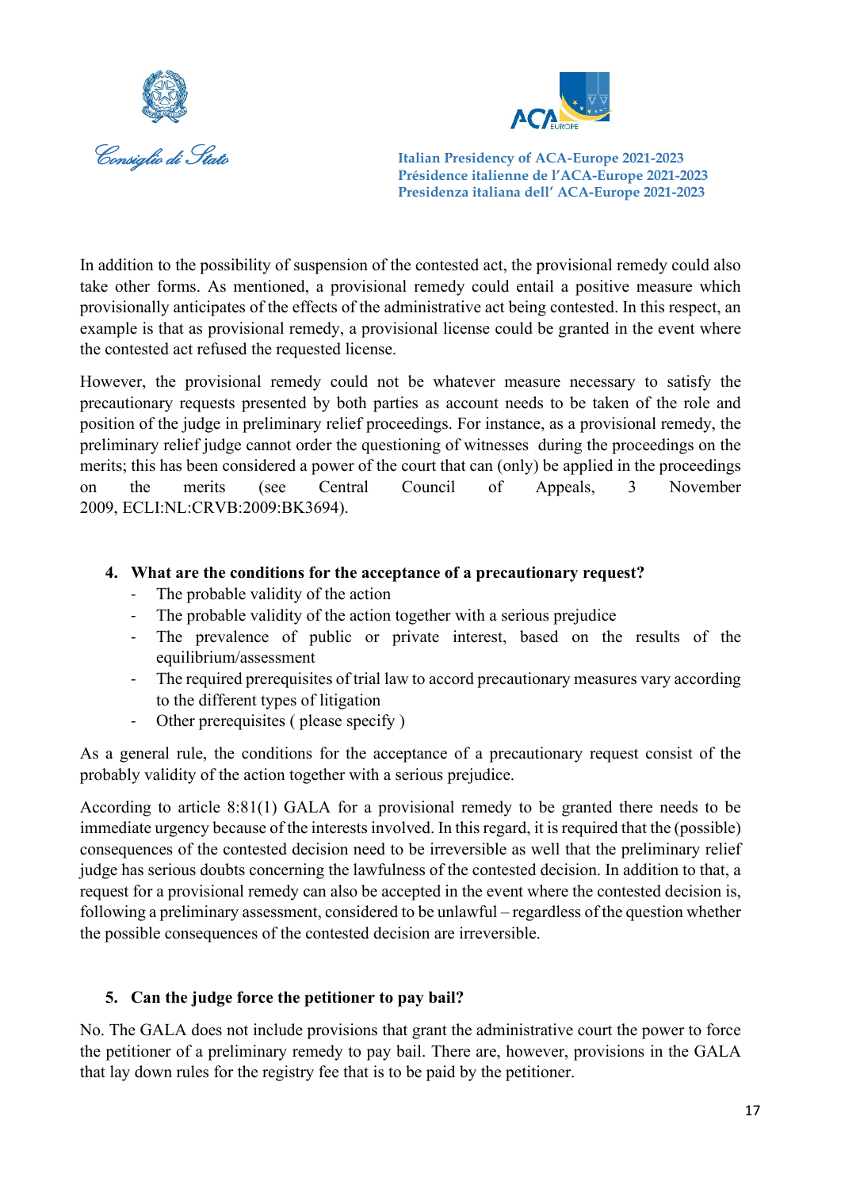In addition to the possibility of suspension of the contested act, the provisional remedy could also take other forms. As mentioned, a provisional remedy could entail a positive measure which provisionally anticipates of the effects of the administrative act being contested. In this respect, an example is that as provisional remedy, a provisional license could be granted in the event where the contested act refused the requested license.

However, the provisional remedy could not be whatever measure necessary to satisfy the precautionary requests presented by both parties as account needs to be taken of the role and position of the judge in preliminary relief proceedings. For instance, as a provisional remedy, the preliminary relief judge cannot order the questioning of witnesses during the proceedings on the merits; this has been considered a power of the court that can (only) be applied in the proceedings on the merits (see Central Council of Appeals, 3 November 2009, ECLI:NL:CRVB:2009:BK3694).

4. **What are the conditions for the acceptance of a precautionary request?**
   - The probable validity of the action
   - The probable validity of the action together with a serious prejudice
   - The prevalence of public or private interest, based on the results of the equilibrium/assessment
   - The required prerequisites of trial law to accord precautionary measures vary according to the different types of litigation
   - Other prerequisites ( please specify )

As a general rule, the conditions for the acceptance of a precautionary request consist of the probably validity of the action together with a serious prejudice.

According to article 8:81(1) GALA for a provisional remedy to be granted there needs to be immediate urgency because of the interests involved. In this regard, it is required that the (possible) consequences of the contested decision need to be irreversible as well that the preliminary relief judge has serious doubts concerning the lawfulness of the contested decision. In addition to that, a request for a provisional remedy can also be accepted in the event where the contested decision is, following a preliminary assessment, considered to be unlawful – regardless of the question whether the possible consequences of the contested decision are irreversible.

5. **Can the judge force the petitioner to pay bail?**

No. The GALA does not include provisions that grant the administrative court the power to force the petitioner of a preliminary remedy to pay bail. There are, however, provisions in the GALA that lay down rules for the registry fee that is to be paid by the petitioner.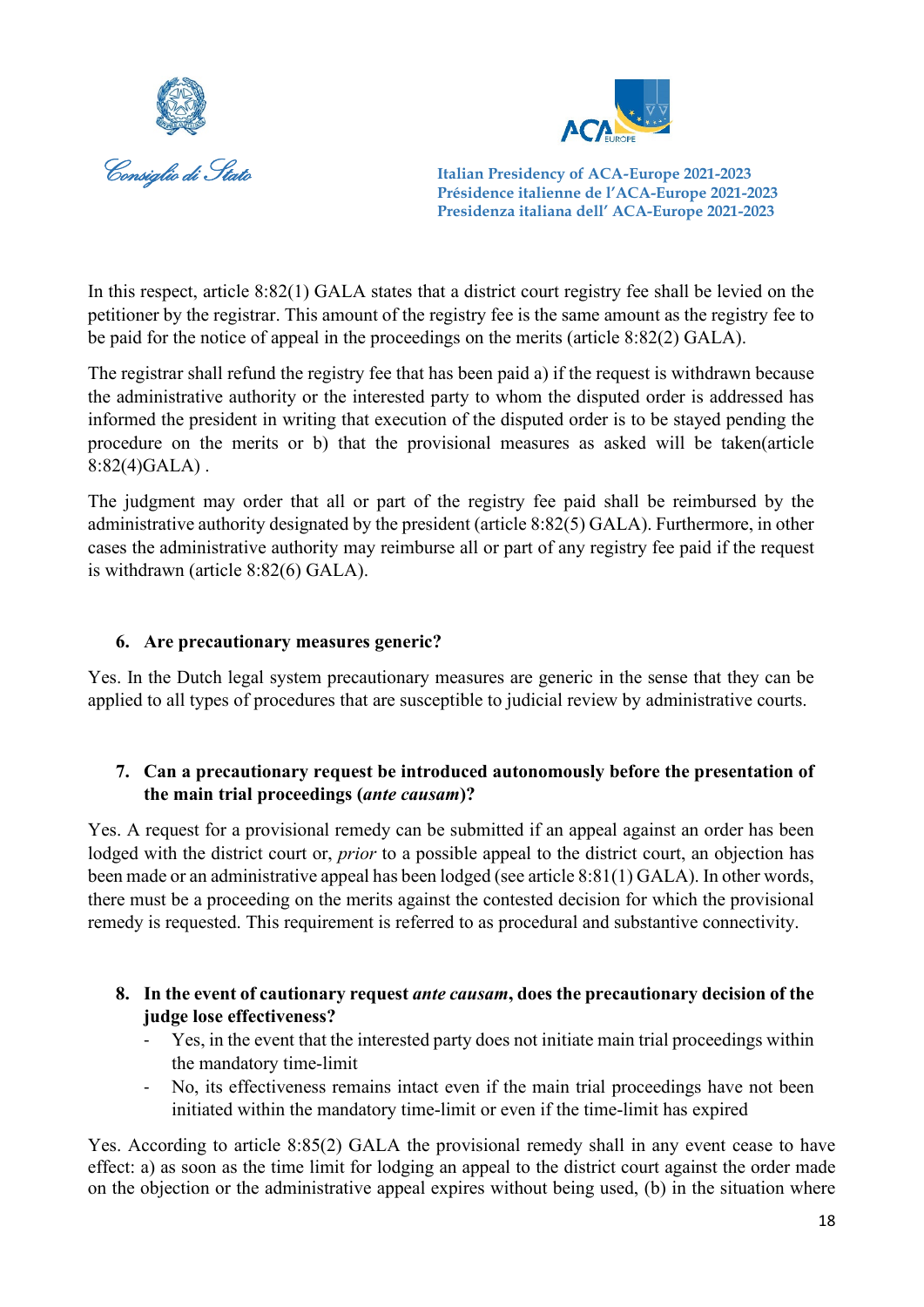In this respect, article 8:82(1) GALA states that a district court registry fee shall be levied on the petitioner by the registrar. This amount of the registry fee is the same amount as the registry fee to be paid for the notice of appeal in the proceedings on the merits (article 8:82(2) GALA).

The registrar shall refund the registry fee that has been paid a) if the request is withdrawn because the administrative authority or the interested party to whom the disputed order is addressed has informed the president in writing that execution of the disputed order is to be stayed pending the procedure on the merits or b) that the provisional measures as asked will be taken(article 8:82(4)GALA) .

The judgment may order that all or part of the registry fee paid shall be reimbursed by the administrative authority designated by the president (article 8:82(5) GALA). Furthermore, in other cases the administrative authority may reimburse all or part of any registry fee paid if the request is withdrawn (article 8:82(6) GALA).

### 6. Are precautionary measures generic?

Yes. In the Dutch legal system precautionary measures are generic in the sense that they can be applied to all types of procedures that are susceptible to judicial review by administrative courts.

### 7. Can a precautionary request be introduced autonomously before the presentation of the main trial proceedings (*ante causam*)?

Yes. A request for a provisional remedy can be submitted if an appeal against an order has been lodged with the district court or, *prior* to a possible appeal to the district court, an objection has been made or an administrative appeal has been lodged (see article 8:81(1) GALA). In other words, there must be a proceeding on the merits against the contested decision for which the provisional remedy is requested. This requirement is referred to as procedural and substantive connectivity.

### 8. In the event of cautionary request *ante causam*, does the precautionary decision of the judge lose effectiveness?

- Yes, in the event that the interested party does not initiate main trial proceedings within the mandatory time-limit
- No, its effectiveness remains intact even if the main trial proceedings have not been initiated within the mandatory time-limit or even if the time-limit has expired

Yes. According to article 8:85(2) GALA the provisional remedy shall in any event cease to have effect: a) as soon as the time limit for lodging an appeal to the district court against the order made on the objection or the administrative appeal expires without being used, (b) in the situation where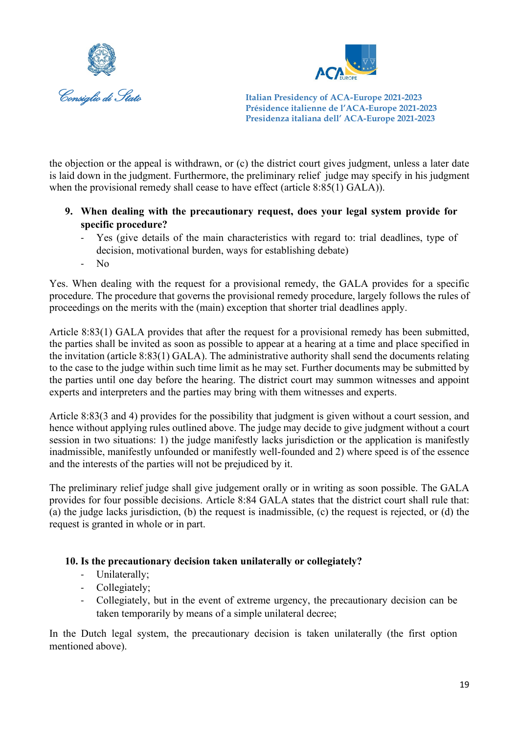the objection or the appeal is withdrawn, or (c) the district court gives judgment, unless a later date is laid down in the judgment. Furthermore, the preliminary relief judge may specify in his judgment when the provisional remedy shall cease to have effect (article 8:85(1) GALA)).

9. **When dealing with the precautionary request, does your legal system provide for specific procedure?**
   - Yes (give details of the main characteristics with regard to: trial deadlines, type of decision, motivational burden, ways for establishing debate)
   - No

Yes. When dealing with the request for a provisional remedy, the GALA provides for a specific procedure. The procedure that governs the provisional remedy procedure, largely follows the rules of proceedings on the merits with the (main) exception that shorter trial deadlines apply.

Article 8:83(1) GALA provides that after the request for a provisional remedy has been submitted, the parties shall be invited as soon as possible to appear at a hearing at a time and place specified in the invitation (article 8:83(1) GALA). The administrative authority shall send the documents relating to the case to the judge within such time limit as he may set. Further documents may be submitted by the parties until one day before the hearing. The district court may summon witnesses and appoint experts and interpreters and the parties may bring with them witnesses and experts.

Article 8:83(3 and 4) provides for the possibility that judgment is given without a court session, and hence without applying rules outlined above. The judge may decide to give judgment without a court session in two situations: 1) the judge manifestly lacks jurisdiction or the application is manifestly inadmissible, manifestly unfounded or manifestly well-founded and 2) where speed is of the essence and the interests of the parties will not be prejudiced by it.

The preliminary relief judge shall give judgement orally or in writing as soon possible. The GALA provides for four possible decisions. Article 8:84 GALA states that the district court shall rule that: (a) the judge lacks jurisdiction, (b) the request is inadmissible, (c) the request is rejected, or (d) the request is granted in whole or in part.

10. **Is the precautionary decision taken unilaterally or collegiately?**
    - Unilaterally;
    - Collegiately;
    - Collegiately, but in the event of extreme urgency, the precautionary decision can be taken temporarily by means of a simple unilateral decree;

In the Dutch legal system, the precautionary decision is taken unilaterally (the first option mentioned above).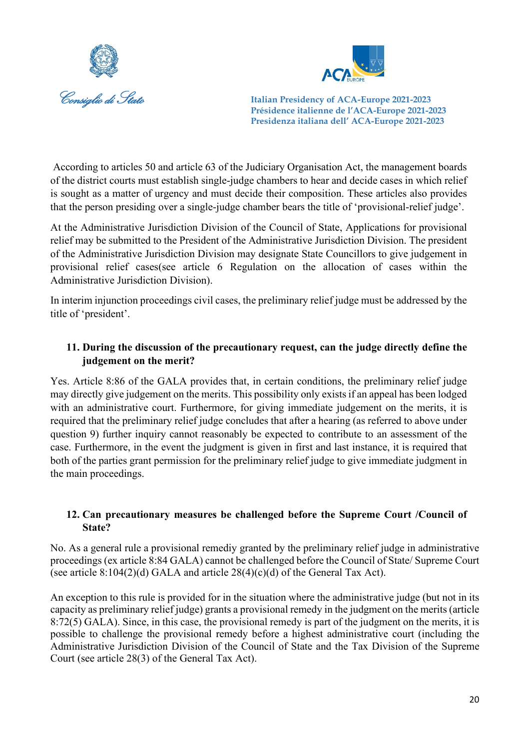According to articles 50 and article 63 of the Judiciary Organisation Act, the management boards of the district courts must establish single-judge chambers to hear and decide cases in which relief is sought as a matter of urgency and must decide their composition. These articles also provides that the person presiding over a single-judge chamber bears the title of 'provisional-relief judge'.

At the Administrative Jurisdiction Division of the Council of State, Applications for provisional relief may be submitted to the President of the Administrative Jurisdiction Division. The president of the Administrative Jurisdiction Division may designate State Councillors to give judgement in provisional relief cases(see article 6 Regulation on the allocation of cases within the Administrative Jurisdiction Division).

In interim injunction proceedings civil cases, the preliminary relief judge must be addressed by the title of 'president'.

### 11. During the discussion of the precautionary request, can the judge directly define the judgement on the merit?

Yes. Article 8:86 of the GALA provides that, in certain conditions, the preliminary relief judge may directly give judgement on the merits. This possibility only exists if an appeal has been lodged with an administrative court. Furthermore, for giving immediate judgement on the merits, it is required that the preliminary relief judge concludes that after a hearing (as referred to above under question 9) further inquiry cannot reasonably be expected to contribute to an assessment of the case. Furthermore, in the event the judgment is given in first and last instance, it is required that both of the parties grant permission for the preliminary relief judge to give immediate judgment in the main proceedings.

### 12. Can precautionary measures be challenged before the Supreme Court /Council of State?

No. As a general rule a provisional remediy granted by the preliminary relief judge in administrative proceedings (ex article 8:84 GALA) cannot be challenged before the Council of State/ Supreme Court (see article 8:104(2)(d) GALA and article 28(4)(c)(d) of the General Tax Act).

An exception to this rule is provided for in the situation where the administrative judge (but not in its capacity as preliminary relief judge) grants a provisional remedy in the judgment on the merits (article 8:72(5) GALA). Since, in this case, the provisional remedy is part of the judgment on the merits, it is possible to challenge the provisional remedy before a highest administrative court (including the Administrative Jurisdiction Division of the Council of State and the Tax Division of the Supreme Court (see article 28(3) of the General Tax Act).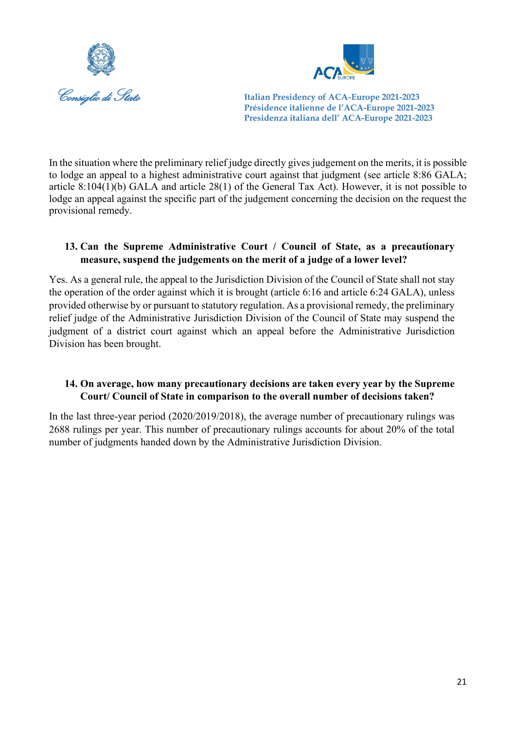In the situation where the preliminary relief judge directly gives judgement on the merits, it is possible to lodge an appeal to a highest administrative court against that judgment (see article 8:86 GALA; article 8:104(1)(b) GALA and article 28(1) of the General Tax Act). However, it is not possible to lodge an appeal against the specific part of the judgement concerning the decision on the request the provisional remedy.

**13. Can the Supreme Administrative Court / Council of State, as a precautionary measure, suspend the judgements on the merit of a judge of a lower level?**

Yes. As a general rule, the appeal to the Jurisdiction Division of the Council of State shall not stay the operation of the order against which it is brought (article 6:16 and article 6:24 GALA), unless provided otherwise by or pursuant to statutory regulation. As a provisional remedy, the preliminary relief judge of the Administrative Jurisdiction Division of the Council of State may suspend the judgment of a district court against which an appeal before the Administrative Jurisdiction Division has been brought.

**14. On average, how many precautionary decisions are taken every year by the Supreme Court/ Council of State in comparison to the overall number of decisions taken?**

In the last three-year period (2020/2019/2018), the average number of precautionary rulings was 2688 rulings per year. This number of precautionary rulings accounts for about 20% of the total number of judgments handed down by the Administrative Jurisdiction Division.